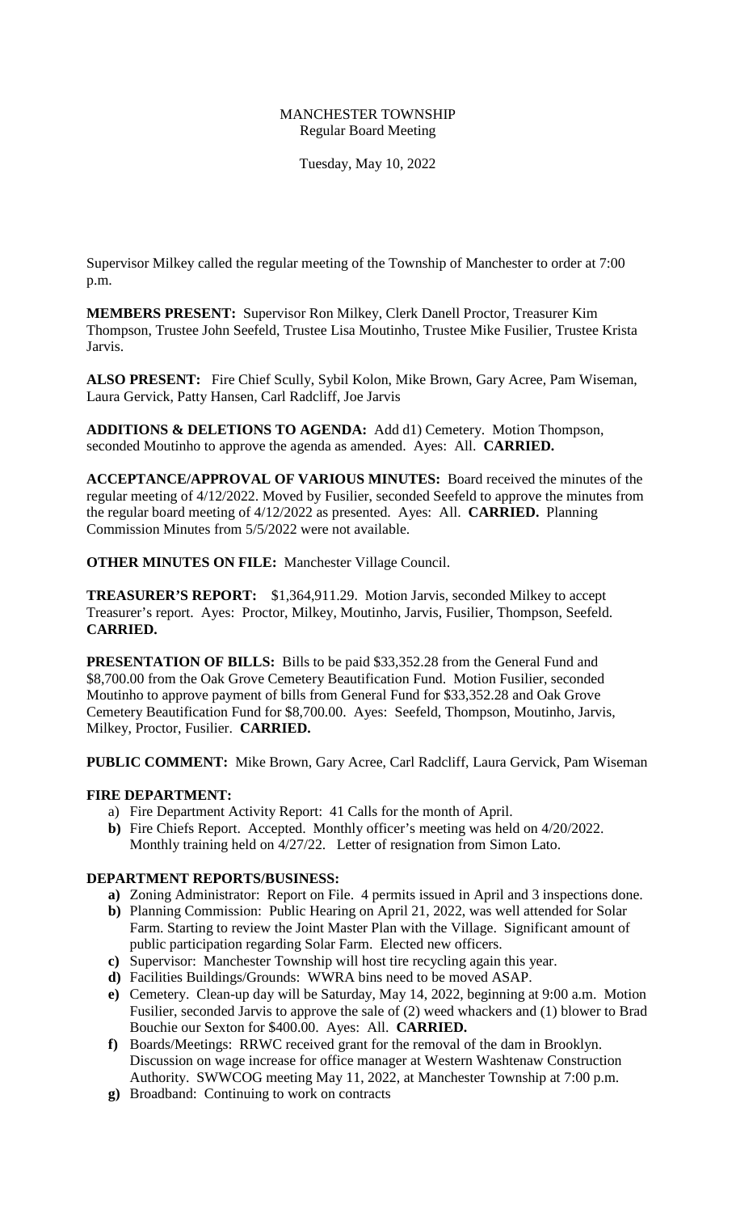# MANCHESTER TOWNSHIP

## Regular Board Meeting

Tuesday, May 10, 2022

Supervisor Milkey called the regular meeting of the Township of Manchester to order at 7:00 p.m.

**MEMBERS PRESENT:** Supervisor Ron Milkey, Clerk Danell Proctor, Treasurer Kim Thompson, Trustee John Seefeld, Trustee Lisa Moutinho, Trustee Mike Fusilier, Trustee Krista Jarvis.

**ALSO PRESENT:** Fire Chief Scully, Sybil Kolon, Mike Brown, Gary Acree, Pam Wiseman, Laura Gervick, Patty Hansen, Carl Radcliff, Joe Jarvis

**ADDITIONS & DELETIONS TO AGENDA:** Add d1) Cemetery. Motion Thompson, seconded Moutinho to approve the agenda as amended. Ayes: All. **CARRIED.**

**ACCEPTANCE/APPROVAL OF VARIOUS MINUTES:** Board received the minutes of the regular meeting of 4/12/2022. Moved by Fusilier, seconded Seefeld to approve the minutes from the regular board meeting of 4/12/2022 as presented. Ayes: All. **CARRIED.** Planning Commission Minutes from 5/5/2022 were not available.

**OTHER MINUTES ON FILE:** Manchester Village Council.

**TREASURER'S REPORT:** $1,364,911.29. Motion Jarvis, seconded Milkey to accept Treasurer's report. Ayes: Proctor, Milkey, Moutinho, Jarvis, Fusilier, Thompson, Seefeld. **CARRIED.**

**PRESENTATION OF BILLS:** Bills to be paid $33,352.28 from the General Fund and $8,700.00 from the Oak Grove Cemetery Beautification Fund. Motion Fusilier, seconded Moutinho to approve payment of bills from General Fund for $33,352.28 and Oak Grove Cemetery Beautification Fund for $8,700.00. Ayes: Seefeld, Thompson, Moutinho, Jarvis, Milkey, Proctor, Fusilier. **CARRIED.**

**PUBLIC COMMENT:** Mike Brown, Gary Acree, Carl Radcliff, Laura Gervick, Pam Wiseman

**FIRE DEPARTMENT:**

a) Fire Department Activity Report: 41 Calls for the month of April.
**b)** Fire Chiefs Report. Accepted. Monthly officer's meeting was held on 4/20/2022. Monthly training held on 4/27/22. Letter of resignation from Simon Lato.

**DEPARTMENT REPORTS/BUSINESS:**

**a)** Zoning Administrator: Report on File. 4 permits issued in April and 3 inspections done.
**b)** Planning Commission: Public Hearing on April 21, 2022, was well attended for Solar Farm. Starting to review the Joint Master Plan with the Village. Significant amount of public participation regarding Solar Farm. Elected new officers.
**c)** Supervisor: Manchester Township will host tire recycling again this year.
**d)** Facilities Buildings/Grounds: WWRA bins need to be moved ASAP.
**e)** Cemetery. Clean-up day will be Saturday, May 14, 2022, beginning at 9:00 a.m. Motion Fusilier, seconded Jarvis to approve the sale of (2) weed whackers and (1) blower to Brad Bouchie our Sexton for $400.00. Ayes: All. **CARRIED.**
**f)** Boards/Meetings: RRWC received grant for the removal of the dam in Brooklyn. Discussion on wage increase for office manager at Western Washtenaw Construction Authority. SWWCOG meeting May 11, 2022, at Manchester Township at 7:00 p.m.
**g)** Broadband: Continuing to work on contracts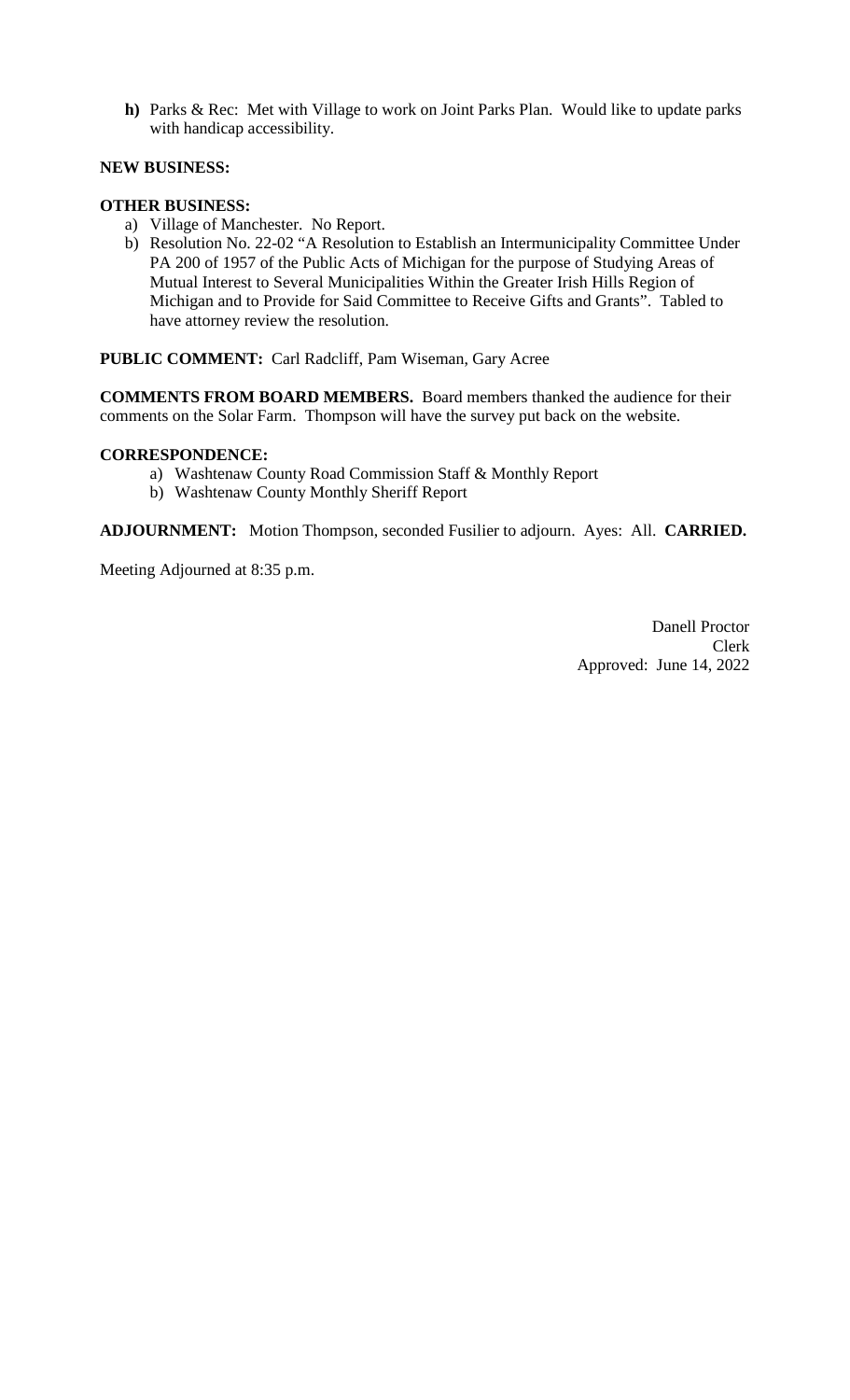**h)** Parks & Rec: Met with Village to work on Joint Parks Plan. Would like to update parks with handicap accessibility.

**NEW BUSINESS:**

**OTHER BUSINESS:**

a) Village of Manchester. No Report.
b) Resolution No. 22-02 "A Resolution to Establish an Intermunicipality Committee Under PA 200 of 1957 of the Public Acts of Michigan for the purpose of Studying Areas of Mutual Interest to Several Municipalities Within the Greater Irish Hills Region of Michigan and to Provide for Said Committee to Receive Gifts and Grants". Tabled to have attorney review the resolution.

**PUBLIC COMMENT:** Carl Radcliff, Pam Wiseman, Gary Acree

**COMMENTS FROM BOARD MEMBERS.** Board members thanked the audience for their comments on the Solar Farm. Thompson will have the survey put back on the website.

**CORRESPONDENCE:**

a) Washtenaw County Road Commission Staff & Monthly Report
b) Washtenaw County Monthly Sheriff Report

**ADJOURNMENT:** Motion Thompson, seconded Fusilier to adjourn. Ayes: All. **CARRIED.**

Meeting Adjourned at 8:35 p.m.

Danell Proctor
Clerk
Approved: June 14, 2022